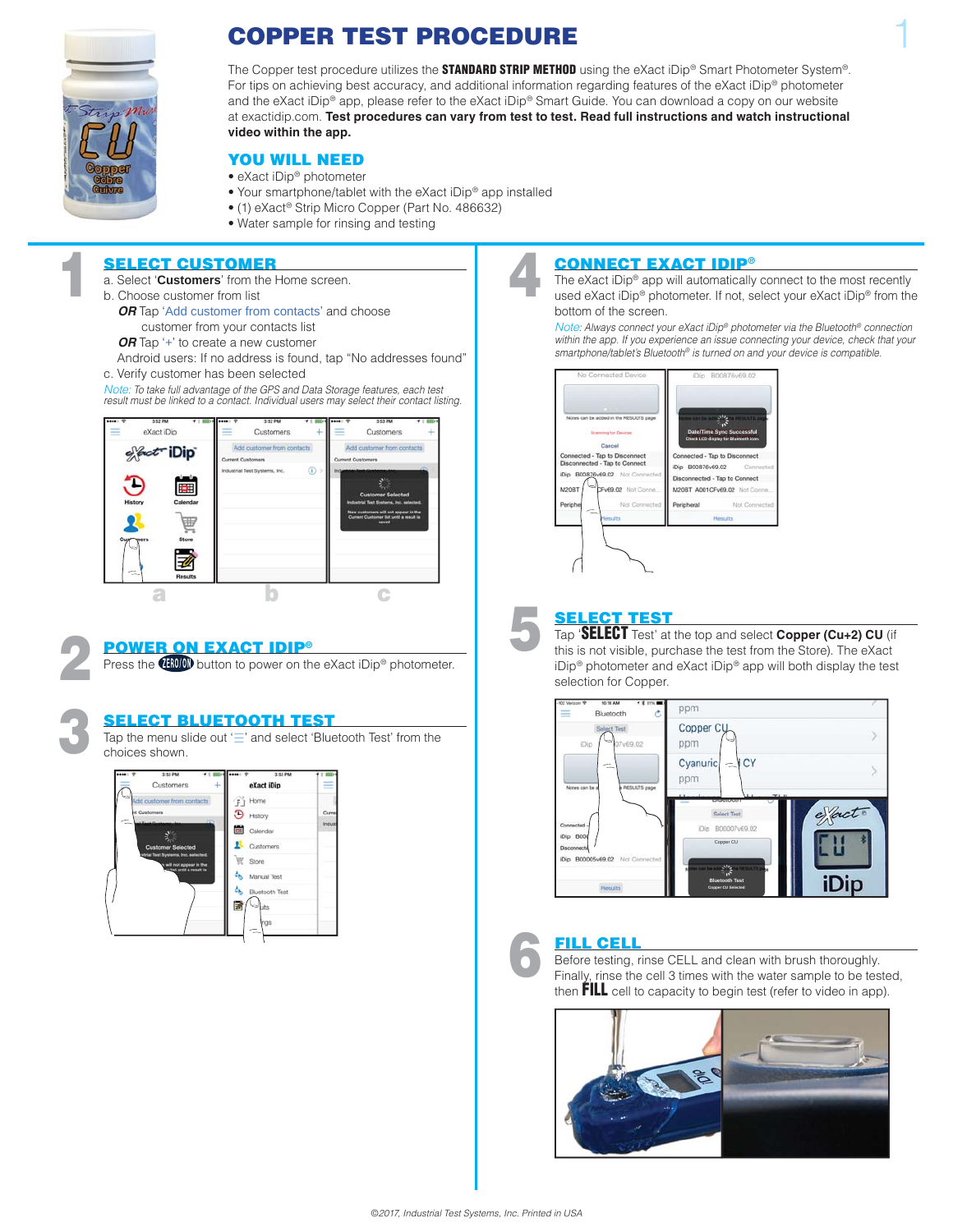# COPPER TEST PROCEDURE

The Copper test procedure utilizes the **STANDARD STRIP METHOD** using the eXact iDip® Smart Photometer System®. For tips on achieving best accuracy, and additional information regarding features of the eXact iDip® photometer and the eXact iDip® app, please refer to the eXact iDip® Smart Guide. You can download a copy on our website at exactidip.com. **Test procedures can vary from test to test. Read full instructions and watch instructional video within the app.**

## YOU WILL NEED

- eXact iDip® photometer
- Your smartphone/tablet with the eXact iDip® app installed
- (1) eXact® Strip Micro Copper (Part No. 486632)
- Water sample for rinsing and testing

## 1 SELECT CUSTOMER

a. Select '**Customers**' from the Home screen.
b. Choose customer from list
  ***OR*** Tap 'Add customer from contacts' and choose customer from your contacts list
  ***OR*** Tap '+' to create a new customer
  Android users: If no address is found, tap "No addresses found"
c. Verify customer has been selected

*Note: To take full advantage of the GPS and Data Storage features, each test result must be linked to a contact. Individual users may select their contact listing.*

a b c

## 2 POWER ON EXACT IDIP®

Press the ZERO/ON button to power on the eXact iDip® photometer.

## 3 SELECT BLUETOOTH TEST

Tap the menu slide out '☰' and select 'Bluetooth Test' from the choices shown.

## 4 CONNECT EXACT IDIP®

The eXact iDip® app will automatically connect to the most recently used eXact iDip® photometer. If not, select your eXact iDip® from the bottom of the screen.

*Note: Always connect your eXact iDip® photometer via the Bluetooth® connection within the app. If you experience an issue connecting your device, check that your smartphone/tablet's Bluetooth® is turned on and your device is compatible.*

## 5 SELECT TEST

Tap '**SELECT** Test' at the top and select **Copper (Cu+2) CU** (if this is not visible, purchase the test from the Store). The eXact iDip® photometer and eXact iDip® app will both display the test selection for Copper.

## 6 FILL CELL

Before testing, rinse CELL and clean with brush thoroughly. Finally, rinse the cell 3 times with the water sample to be tested, then **FILL** cell to capacity to begin test (refer to video in app).

©2017, Industrial Test Systems, Inc. Printed in USA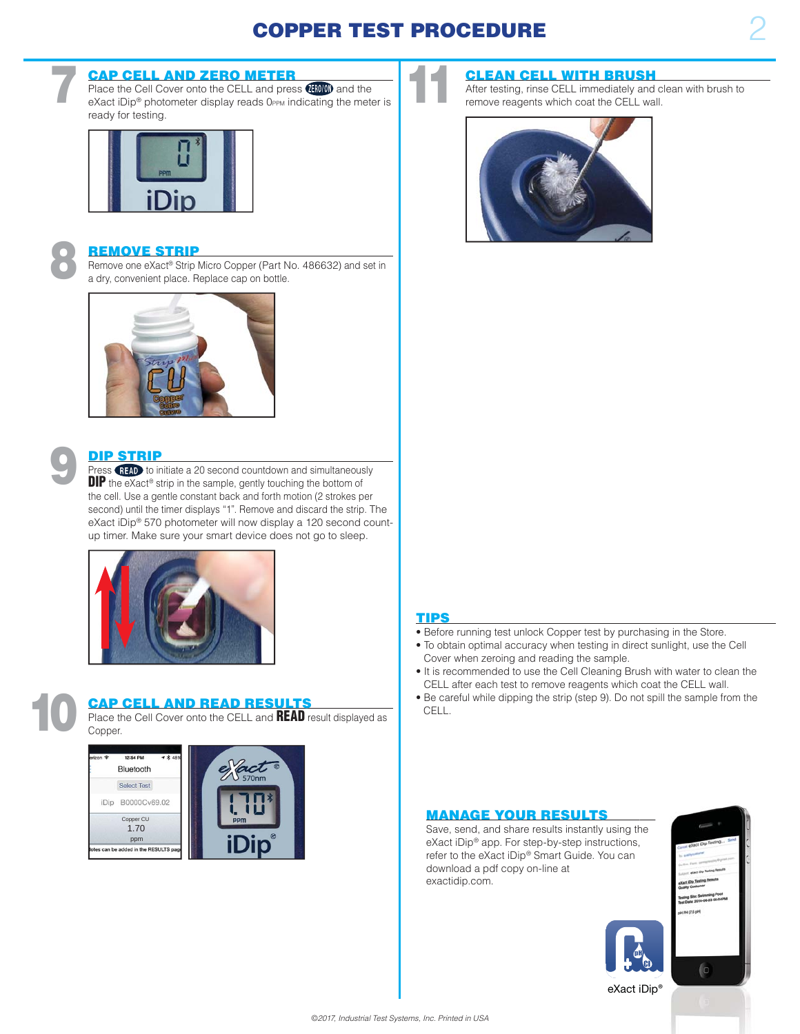# COPPER TEST PROCEDURE

## 7 CAP CELL AND ZERO METER

Place the Cell Cover onto the CELL and press ZERO/ON and the eXact iDip® photometer display reads 0PPM indicating the meter is ready for testing.

## 8 REMOVE STRIP

Remove one eXact® Strip Micro Copper (Part No. 486632) and set in a dry, convenient place. Replace cap on bottle.

## 9 DIP STRIP

Press READ to initiate a 20 second countdown and simultaneously **DIP** the eXact® strip in the sample, gently touching the bottom of the cell. Use a gentle constant back and forth motion (2 strokes per second) until the timer displays "1". Remove and discard the strip. The eXact iDip® 570 photometer will now display a 120 second count-up timer. Make sure your smart device does not go to sleep.

## 10 CAP CELL AND READ RESULTS

Place the Cell Cover onto the CELL and **READ** result displayed as Copper.

## 11 CLEAN CELL WITH BRUSH

After testing, rinse CELL immediately and clean with brush to remove reagents which coat the CELL wall.

## TIPS

- Before running test unlock Copper test by purchasing in the Store.
- To obtain optimal accuracy when testing in direct sunlight, use the Cell Cover when zeroing and reading the sample.
- It is recommended to use the Cell Cleaning Brush with water to clean the CELL after each test to remove reagents which coat the CELL wall.
- Be careful while dipping the strip (step 9). Do not spill the sample from the CELL.

## MANAGE YOUR RESULTS

Save, send, and share results instantly using the eXact iDip® app. For step-by-step instructions, refer to the eXact iDip® Smart Guide. You can download a pdf copy on-line at exactidip.com.

©2017, Industrial Test Systems, Inc. Printed in USA